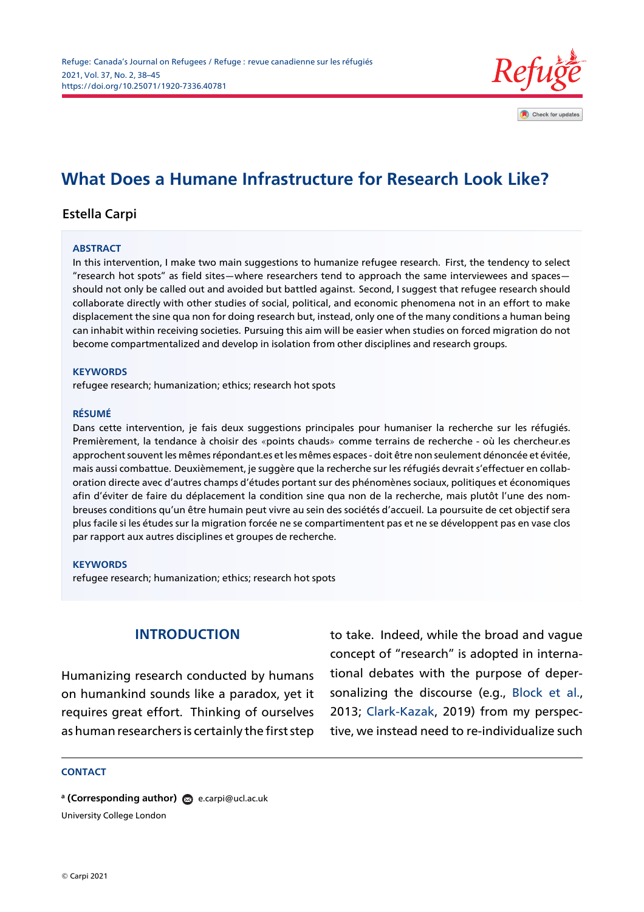# What Does a Humane Infrastructure for Research Look Like?

Estella Carpi

### ABSTRACT

In this intervention, I make two main suggestions to humanize refugee research. First, the tendency to select "research hot spots" as field sites—where researchers tend to approach the same interviewees and spaces—should not only be called out and avoided but battled against. Second, I suggest that refugee research should collaborate directly with other studies of social, political, and economic phenomena not in an effort to make displacement the sine qua non for doing research but, instead, only one of the many conditions a human being can inhabit within receiving societies. Pursuing this aim will be easier when studies on forced migration do not become compartmentalized and develop in isolation from other disciplines and research groups.

### KEYWORDS

refugee research; humanization; ethics; research hot spots

### RÉSUMÉ

Dans cette intervention, je fais deux suggestions principales pour humaniser la recherche sur les réfugiés. Premièrement, la tendance à choisir des «points chauds» comme terrains de recherche - où les chercheur.es approchent souvent les mêmes répondant.es et les mêmes espaces - doit être non seulement dénoncée et évitée, mais aussi combattue. Deuxièmement, je suggère que la recherche sur les réfugiés devrait s'effectuer en collaboration directe avec d'autres champs d'études portant sur des phénomènes sociaux, politiques et économiques afin d'éviter de faire du déplacement la condition sine qua non de la recherche, mais plutôt l'une des nombreuses conditions qu'un être humain peut vivre au sein des sociétés d'accueil. La poursuite de cet objectif sera plus facile si les études sur la migration forcée ne se compartimentent pas et ne se développent pas en vase clos par rapport aux autres disciplines et groupes de recherche.

### KEYWORDS

refugee research; humanization; ethics; research hot spots

## INTRODUCTION

Humanizing research conducted by humans on humankind sounds like a paradox, yet it requires great effort. Thinking of ourselves as human researchers is certainly the first step to take. Indeed, while the broad and vague concept of "research" is adopted in international debates with the purpose of depersonalizing the discourse (e.g., Block et al., 2013; Clark-Kazak, 2019) from my perspective, we instead need to re-individualize such

### CONTACT

[a] **(Corresponding author)** e.carpi@ucl.ac.uk

University College London

© Carpi 2021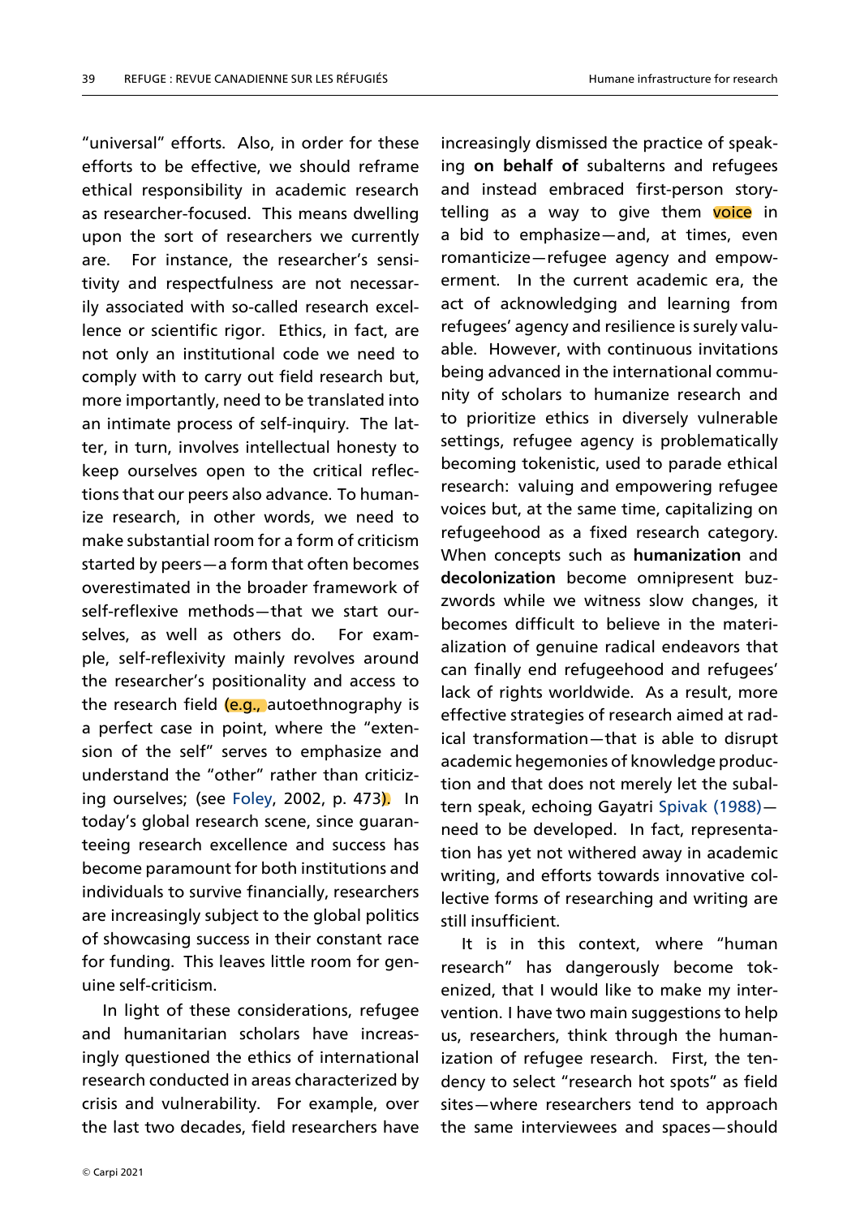"universal" efforts. Also, in order for these efforts to be effective, we should reframe ethical responsibility in academic research as researcher-focused. This means dwelling upon the sort of researchers we currently are. For instance, the researcher's sensitivity and respectfulness are not necessarily associated with so-called research excellence or scientific rigor. Ethics, in fact, are not only an institutional code we need to comply with to carry out field research but, more importantly, need to be translated into an intimate process of self-inquiry. The latter, in turn, involves intellectual honesty to keep ourselves open to the critical reflections that our peers also advance. To humanize research, in other words, we need to make substantial room for a form of criticism started by peers—a form that often becomes overestimated in the broader framework of self-reflexive methods—that we start ourselves, as well as others do. For example, self-reflexivity mainly revolves around the researcher's positionality and access to the research field (e.g., autoethnography is a perfect case in point, where the "extension of the self" serves to emphasize and understand the "other" rather than criticizing ourselves; (see Foley, 2002, p. 473). In today's global research scene, since guaranteeing research excellence and success has become paramount for both institutions and individuals to survive financially, researchers are increasingly subject to the global politics of showcasing success in their constant race for funding. This leaves little room for genuine self-criticism.

In light of these considerations, refugee and humanitarian scholars have increasingly questioned the ethics of international research conducted in areas characterized by crisis and vulnerability. For example, over the last two decades, field researchers have increasingly dismissed the practice of speaking **on behalf of** subalterns and refugees and instead embraced first-person storytelling as a way to give them voice in a bid to emphasize—and, at times, even romanticize—refugee agency and empowerment. In the current academic era, the act of acknowledging and learning from refugees' agency and resilience is surely valuable. However, with continuous invitations being advanced in the international community of scholars to humanize research and to prioritize ethics in diversely vulnerable settings, refugee agency is problematically becoming tokenistic, used to parade ethical research: valuing and empowering refugee voices but, at the same time, capitalizing on refugeehood as a fixed research category. When concepts such as **humanization** and **decolonization** become omnipresent buzzwords while we witness slow changes, it becomes difficult to believe in the materialization of genuine radical endeavors that can finally end refugeehood and refugees' lack of rights worldwide. As a result, more effective strategies of research aimed at radical transformation—that is able to disrupt academic hegemonies of knowledge production and that does not merely let the subaltern speak, echoing Gayatri Spivak (1988)—need to be developed. In fact, representation has yet not withered away in academic writing, and efforts towards innovative collective forms of researching and writing are still insufficient.

It is in this context, where "human research" has dangerously become tokenized, that I would like to make my intervention. I have two main suggestions to help us, researchers, think through the humanization of refugee research. First, the tendency to select "research hot spots" as field sites—where researchers tend to approach the same interviewees and spaces—should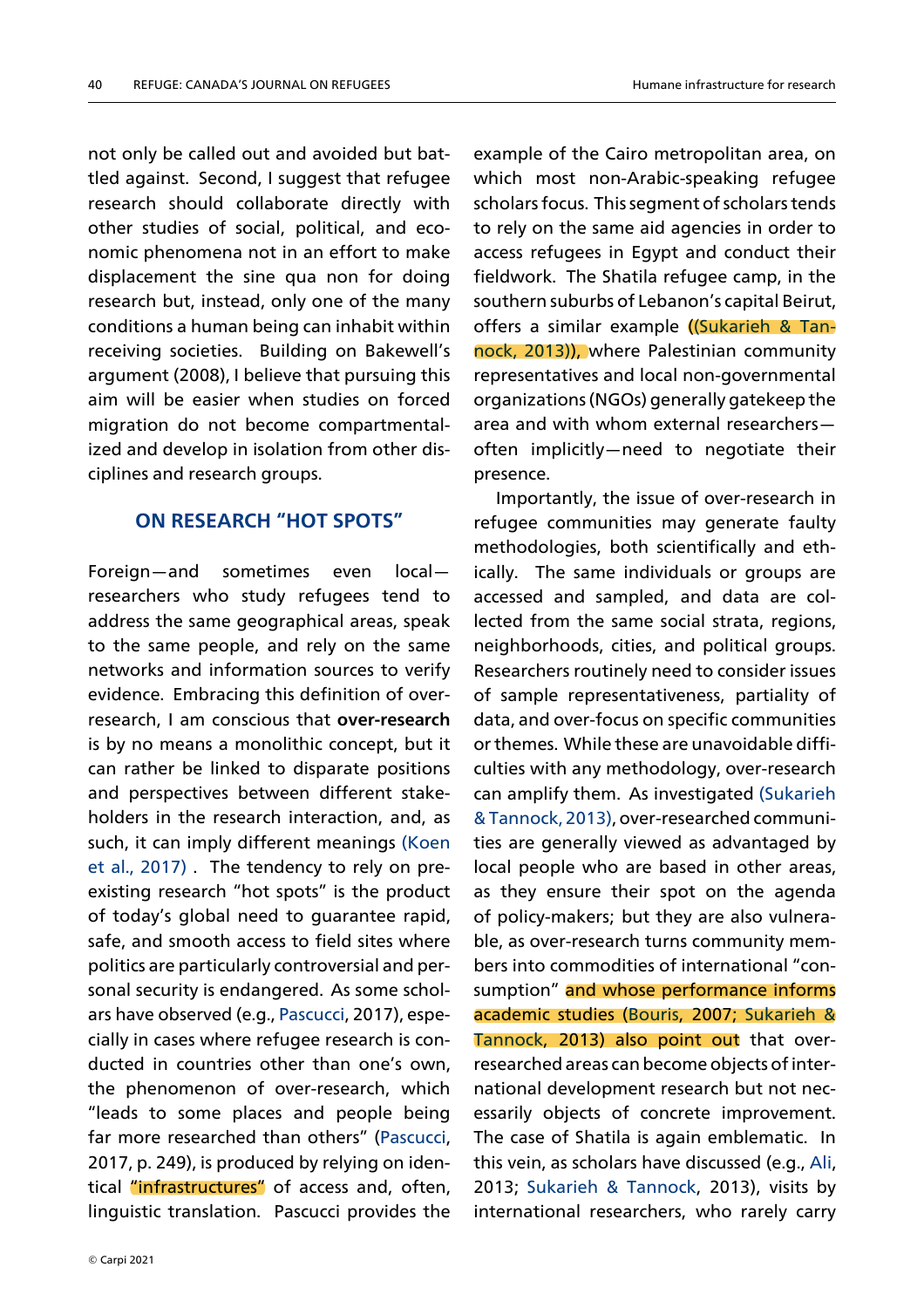not only be called out and avoided but battled against. Second, I suggest that refugee research should collaborate directly with other studies of social, political, and economic phenomena not in an effort to make displacement the sine qua non for doing research but, instead, only one of the many conditions a human being can inhabit within receiving societies. Building on Bakewell's argument (2008), I believe that pursuing this aim will be easier when studies on forced migration do not become compartmentalized and develop in isolation from other disciplines and research groups.

## ON RESEARCH "HOT SPOTS"

Foreign—and sometimes even local—researchers who study refugees tend to address the same geographical areas, speak to the same people, and rely on the same networks and information sources to verify evidence. Embracing this definition of over-research, I am conscious that **over-research** is by no means a monolithic concept, but it can rather be linked to disparate positions and perspectives between different stakeholders in the research interaction, and, as such, it can imply different meanings (Koen et al., 2017) . The tendency to rely on pre-existing research "hot spots" is the product of today's global need to guarantee rapid, safe, and smooth access to field sites where politics are particularly controversial and personal security is endangered. As some scholars have observed (e.g., Pascucci, 2017), especially in cases where refugee research is conducted in countries other than one's own, the phenomenon of over-research, which "leads to some places and people being far more researched than others" (Pascucci, 2017, p. 249), is produced by relying on identical "infrastructures" of access and, often, linguistic translation. Pascucci provides the example of the Cairo metropolitan area, on which most non-Arabic-speaking refugee scholars focus. This segment of scholars tends to rely on the same aid agencies in order to access refugees in Egypt and conduct their fieldwork. The Shatila refugee camp, in the southern suburbs of Lebanon's capital Beirut, offers a similar example ((Sukarieh & Tannock, 2013)), where Palestinian community representatives and local non-governmental organizations (NGOs) generally gatekeep the area and with whom external researchers—often implicitly—need to negotiate their presence.

Importantly, the issue of over-research in refugee communities may generate faulty methodologies, both scientifically and ethically. The same individuals or groups are accessed and sampled, and data are collected from the same social strata, regions, neighborhoods, cities, and political groups. Researchers routinely need to consider issues of sample representativeness, partiality of data, and over-focus on specific communities or themes. While these are unavoidable difficulties with any methodology, over-research can amplify them. As investigated (Sukarieh & Tannock, 2013), over-researched communities are generally viewed as advantaged by local people who are based in other areas, as they ensure their spot on the agenda of policy-makers; but they are also vulnerable, as over-research turns community members into commodities of international "consumption" and whose performance informs academic studies (Bouris, 2007; Sukarieh & Tannock, 2013) also point out that over-researched areas can become objects of international development research but not necessarily objects of concrete improvement. The case of Shatila is again emblematic. In this vein, as scholars have discussed (e.g., Ali, 2013; Sukarieh & Tannock, 2013), visits by international researchers, who rarely carry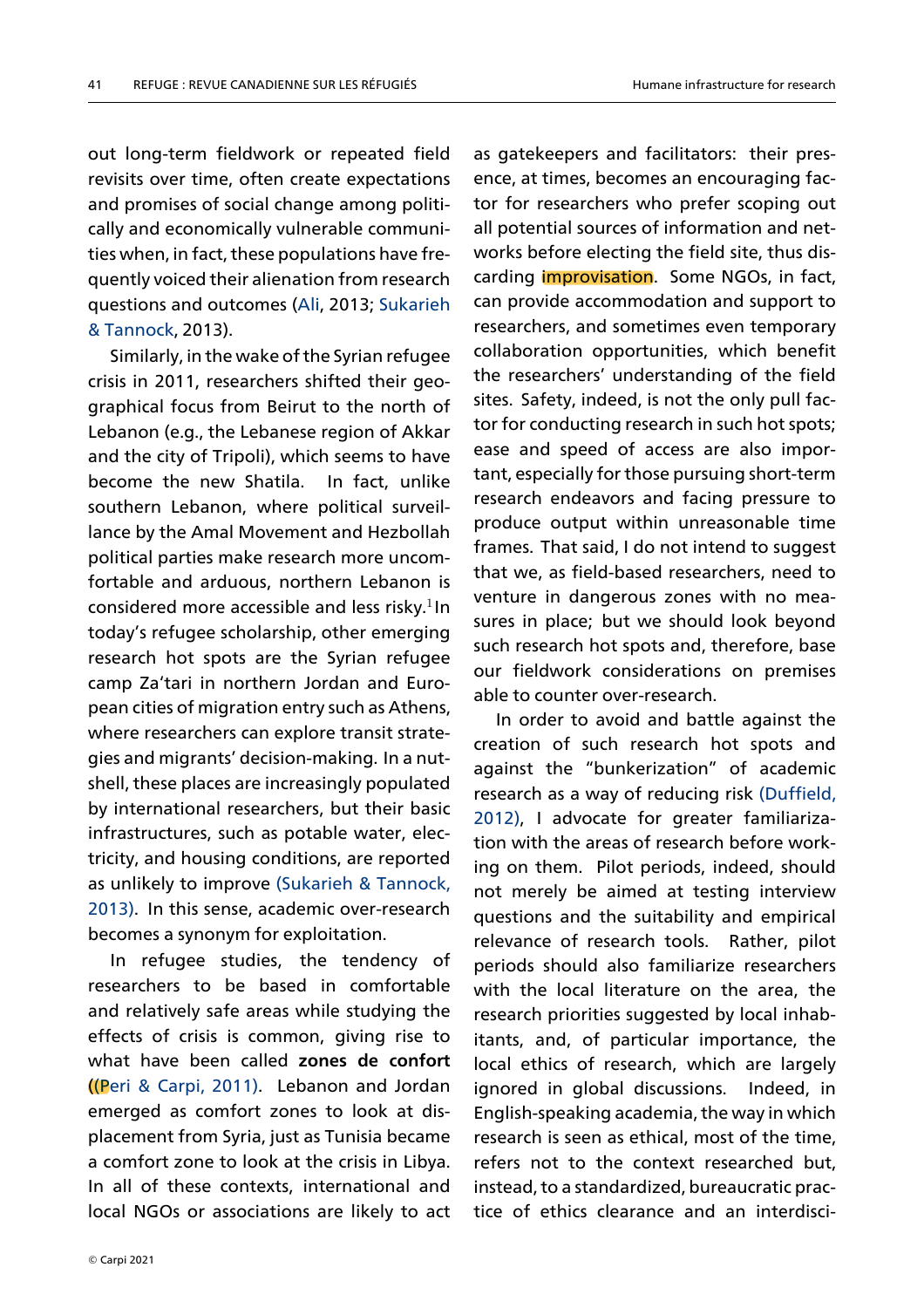out long-term fieldwork or repeated field revisits over time, often create expectations and promises of social change among politically and economically vulnerable communities when, in fact, these populations have frequently voiced their alienation from research questions and outcomes (Ali, 2013; Sukarieh & Tannock, 2013).

Similarly, in the wake of the Syrian refugee crisis in 2011, researchers shifted their geographical focus from Beirut to the north of Lebanon (e.g., the Lebanese region of Akkar and the city of Tripoli), which seems to have become the new Shatila. In fact, unlike southern Lebanon, where political surveillance by the Amal Movement and Hezbollah political parties make research more uncomfortable and arduous, northern Lebanon is considered more accessible and less risky.[1] In today's refugee scholarship, other emerging research hot spots are the Syrian refugee camp Za'tari in northern Jordan and European cities of migration entry such as Athens, where researchers can explore transit strategies and migrants' decision-making. In a nutshell, these places are increasingly populated by international researchers, but their basic infrastructures, such as potable water, electricity, and housing conditions, are reported as unlikely to improve (Sukarieh & Tannock, 2013). In this sense, academic over-research becomes a synonym for exploitation.

In refugee studies, the tendency of researchers to be based in comfortable and relatively safe areas while studying the effects of crisis is common, giving rise to what have been called **zones de confort** ((Peri & Carpi, 2011). Lebanon and Jordan emerged as comfort zones to look at displacement from Syria, just as Tunisia became a comfort zone to look at the crisis in Libya. In all of these contexts, international and local NGOs or associations are likely to act as gatekeepers and facilitators: their presence, at times, becomes an encouraging factor for researchers who prefer scoping out all potential sources of information and networks before electing the field site, thus discarding improvisation. Some NGOs, in fact, can provide accommodation and support to researchers, and sometimes even temporary collaboration opportunities, which benefit the researchers' understanding of the field sites. Safety, indeed, is not the only pull factor for conducting research in such hot spots; ease and speed of access are also important, especially for those pursuing short-term research endeavors and facing pressure to produce output within unreasonable time frames. That said, I do not intend to suggest that we, as field-based researchers, need to venture in dangerous zones with no measures in place; but we should look beyond such research hot spots and, therefore, base our fieldwork considerations on premises able to counter over-research.

In order to avoid and battle against the creation of such research hot spots and against the "bunkerization" of academic research as a way of reducing risk (Duffield, 2012), I advocate for greater familiarization with the areas of research before working on them. Pilot periods, indeed, should not merely be aimed at testing interview questions and the suitability and empirical relevance of research tools. Rather, pilot periods should also familiarize researchers with the local literature on the area, the research priorities suggested by local inhabitants, and, of particular importance, the local ethics of research, which are largely ignored in global discussions. Indeed, in English-speaking academia, the way in which research is seen as ethical, most of the time, refers not to the context researched but, instead, to a standardized, bureaucratic practice of ethics clearance and an interdisci-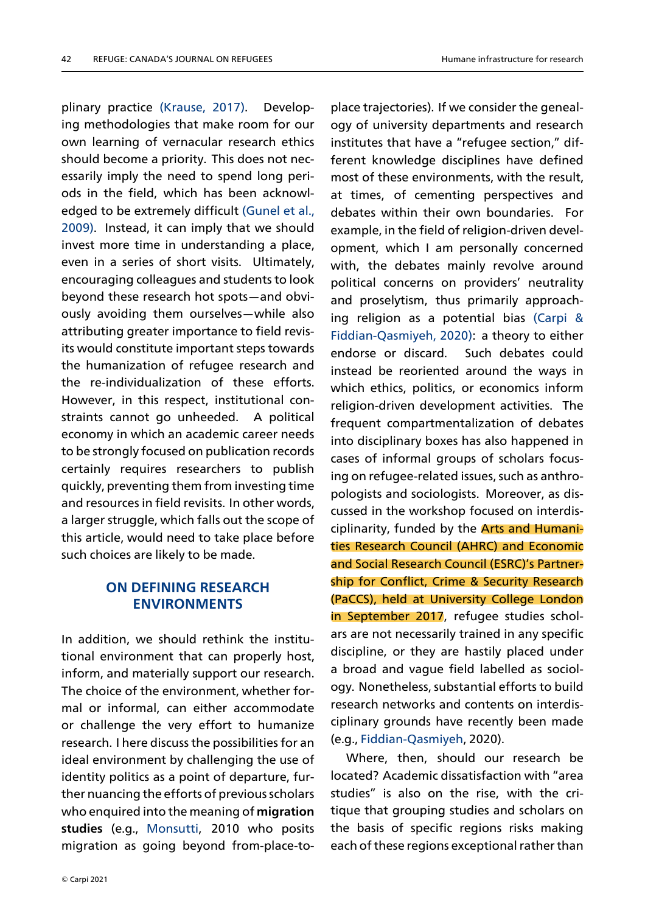plinary practice (Krause, 2017). Developing methodologies that make room for our own learning of vernacular research ethics should become a priority. This does not necessarily imply the need to spend long periods in the field, which has been acknowledged to be extremely difficult (Gunel et al., 2009). Instead, it can imply that we should invest more time in understanding a place, even in a series of short visits. Ultimately, encouraging colleagues and students to look beyond these research hot spots—and obviously avoiding them ourselves—while also attributing greater importance to field revisits would constitute important steps towards the humanization of refugee research and the re-individualization of these efforts. However, in this respect, institutional constraints cannot go unheeded. A political economy in which an academic career needs to be strongly focused on publication records certainly requires researchers to publish quickly, preventing them from investing time and resources in field revisits. In other words, a larger struggle, which falls out the scope of this article, would need to take place before such choices are likely to be made.

## ON DEFINING RESEARCH ENVIRONMENTS

In addition, we should rethink the institutional environment that can properly host, inform, and materially support our research. The choice of the environment, whether formal or informal, can either accommodate or challenge the very effort to humanize research. I here discuss the possibilities for an ideal environment by challenging the use of identity politics as a point of departure, further nuancing the efforts of previous scholars who enquired into the meaning of **migration studies** (e.g., Monsutti, 2010 who posits migration as going beyond from-place-to-place trajectories). If we consider the genealogy of university departments and research institutes that have a "refugee section," different knowledge disciplines have defined most of these environments, with the result, at times, of cementing perspectives and debates within their own boundaries. For example, in the field of religion-driven development, which I am personally concerned with, the debates mainly revolve around political concerns on providers' neutrality and proselytism, thus primarily approaching religion as a potential bias (Carpi & Fiddian-Qasmiyeh, 2020): a theory to either endorse or discard. Such debates could instead be reoriented around the ways in which ethics, politics, or economics inform religion-driven development activities. The frequent compartmentalization of debates into disciplinary boxes has also happened in cases of informal groups of scholars focusing on refugee-related issues, such as anthropologists and sociologists. Moreover, as discussed in the workshop focused on interdisciplinarity, funded by the Arts and Humanities Research Council (AHRC) and Economic and Social Research Council (ESRC)'s Partnership for Conflict, Crime & Security Research (PaCCS), held at University College London in September 2017, refugee studies scholars are not necessarily trained in any specific discipline, or they are hastily placed under a broad and vague field labelled as sociology. Nonetheless, substantial efforts to build research networks and contents on interdisciplinary grounds have recently been made (e.g., Fiddian-Qasmiyeh, 2020).

Where, then, should our research be located? Academic dissatisfaction with "area studies" is also on the rise, with the critique that grouping studies and scholars on the basis of specific regions risks making each of these regions exceptional rather than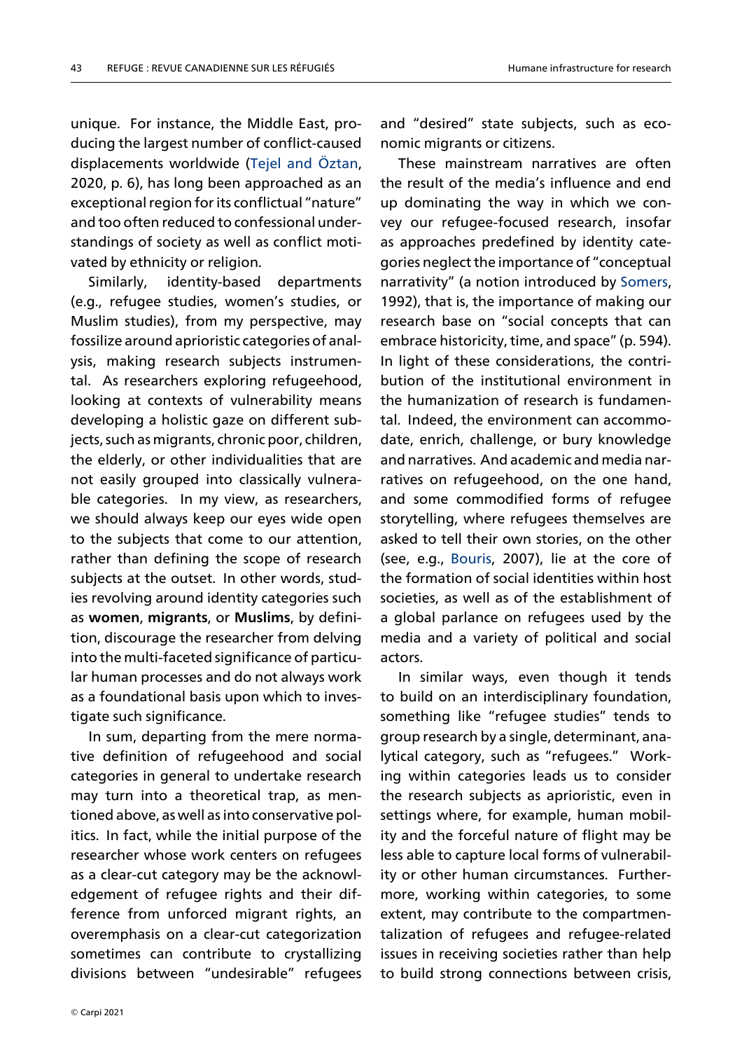unique. For instance, the Middle East, producing the largest number of conflict-caused displacements worldwide (Tejel and Öztan, 2020, p. 6), has long been approached as an exceptional region for its conflictual "nature" and too often reduced to confessional understandings of society as well as conflict motivated by ethnicity or religion.

Similarly, identity-based departments (e.g., refugee studies, women's studies, or Muslim studies), from my perspective, may fossilize around aprioristic categories of analysis, making research subjects instrumental. As researchers exploring refugeehood, looking at contexts of vulnerability means developing a holistic gaze on different subjects, such as migrants, chronic poor, children, the elderly, or other individualities that are not easily grouped into classically vulnerable categories. In my view, as researchers, we should always keep our eyes wide open to the subjects that come to our attention, rather than defining the scope of research subjects at the outset. In other words, studies revolving around identity categories such as **women**, **migrants**, or **Muslims**, by definition, discourage the researcher from delving into the multi-faceted significance of particular human processes and do not always work as a foundational basis upon which to investigate such significance.

In sum, departing from the mere normative definition of refugeehood and social categories in general to undertake research may turn into a theoretical trap, as mentioned above, as well as into conservative politics. In fact, while the initial purpose of the researcher whose work centers on refugees as a clear-cut category may be the acknowledgement of refugee rights and their difference from unforced migrant rights, an overemphasis on a clear-cut categorization sometimes can contribute to crystallizing divisions between "undesirable" refugees and "desired" state subjects, such as economic migrants or citizens.

These mainstream narratives are often the result of the media's influence and end up dominating the way in which we convey our refugee-focused research, insofar as approaches predefined by identity categories neglect the importance of "conceptual narrativity" (a notion introduced by Somers, 1992), that is, the importance of making our research base on "social concepts that can embrace historicity, time, and space" (p. 594). In light of these considerations, the contribution of the institutional environment in the humanization of research is fundamental. Indeed, the environment can accommodate, enrich, challenge, or bury knowledge and narratives. And academic and media narratives on refugeehood, on the one hand, and some commodified forms of refugee storytelling, where refugees themselves are asked to tell their own stories, on the other (see, e.g., Bouris, 2007), lie at the core of the formation of social identities within host societies, as well as of the establishment of a global parlance on refugees used by the media and a variety of political and social actors.

In similar ways, even though it tends to build on an interdisciplinary foundation, something like "refugee studies" tends to group research by a single, determinant, analytical category, such as "refugees." Working within categories leads us to consider the research subjects as aprioristic, even in settings where, for example, human mobility and the forceful nature of flight may be less able to capture local forms of vulnerability or other human circumstances. Furthermore, working within categories, to some extent, may contribute to the compartmentalization of refugees and refugee-related issues in receiving societies rather than help to build strong connections between crisis,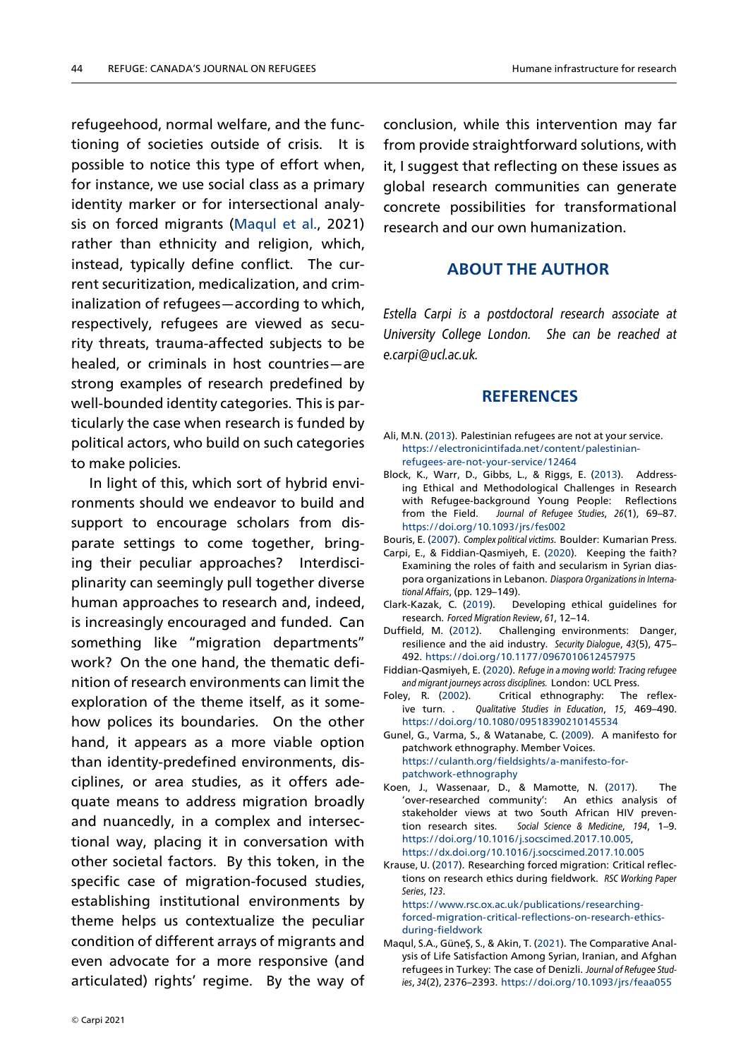refugeehood, normal welfare, and the functioning of societies outside of crisis. It is possible to notice this type of effort when, for instance, we use social class as a primary identity marker or for intersectional analysis on forced migrants (Maqul et al., 2021) rather than ethnicity and religion, which, instead, typically define conflict. The current securitization, medicalization, and criminalization of refugees—according to which, respectively, refugees are viewed as security threats, trauma-affected subjects to be healed, or criminals in host countries—are strong examples of research predefined by well-bounded identity categories. This is particularly the case when research is funded by political actors, who build on such categories to make policies.

In light of this, which sort of hybrid environments should we endeavor to build and support to encourage scholars from disparate settings to come together, bringing their peculiar approaches? Interdisciplinarity can seemingly pull together diverse human approaches to research and, indeed, is increasingly encouraged and funded. Can something like "migration departments" work? On the one hand, the thematic definition of research environments can limit the exploration of the theme itself, as it somehow polices its boundaries. On the other hand, it appears as a more viable option than identity-predefined environments, disciplines, or area studies, as it offers adequate means to address migration broadly and nuancedly, in a complex and intersectional way, placing it in conversation with other societal factors. By this token, in the specific case of migration-focused studies, establishing institutional environments by theme helps us contextualize the peculiar condition of different arrays of migrants and even advocate for a more responsive (and articulated) rights' regime. By the way of conclusion, while this intervention may far from provide straightforward solutions, with it, I suggest that reflecting on these issues as global research communities can generate concrete possibilities for transformational research and our own humanization.

## ABOUT THE AUTHOR

*Estella Carpi is a postdoctoral research associate at University College London. She can be reached at e.carpi@ucl.ac.uk.*

## REFERENCES

Ali, M.N. (2013). Palestinian refugees are not at your service. https://electronicintifada.net/content/palestinian-refugees-are-not-your-service/12464

Block, K., Warr, D., Gibbs, L., & Riggs, E. (2013). Addressing Ethical and Methodological Challenges in Research with Refugee-background Young People: Reflections from the Field. *Journal of Refugee Studies*, *26*(1), 69–87. https://doi.org/10.1093/jrs/fes002

Bouris, E. (2007). *Complex political victims*. Boulder: Kumarian Press.

Carpi, E., & Fiddian-Qasmiyeh, E. (2020). Keeping the faith? Examining the roles of faith and secularism in Syrian diaspora organizations in Lebanon. *Diaspora Organizations in International Affairs*, (pp. 129–149).

Clark-Kazak, C. (2019). Developing ethical guidelines for research. *Forced Migration Review*, *61*, 12–14.

Duffield, M. (2012). Challenging environments: Danger, resilience and the aid industry. *Security Dialogue*, *43*(5), 475–492. https://doi.org/10.1177/0967010612457975

Fiddian-Qasmiyeh, E. (2020). *Refuge in a moving world: Tracing refugee and migrant journeys across disciplines.* London: UCL Press.

Foley, R. (2002). Critical ethnography: The reflexive turn. . *Qualitative Studies in Education*, *15*, 469–490. https://doi.org/10.1080/09518390210145534

Gunel, G., Varma, S., & Watanabe, C. (2009). A manifesto for patchwork ethnography. Member Voices. https://culanth.org/fieldsights/a-manifesto-for-patchwork-ethnography

Koen, J., Wassenaar, D., & Mamotte, N. (2017). The 'over-researched community': An ethics analysis of stakeholder views at two South African HIV prevention research sites. *Social Science & Medicine*, *194*, 1–9. https://doi.org/10.1016/j.socscimed.2017.10.005, https://dx.doi.org/10.1016/j.socscimed.2017.10.005

Krause, U. (2017). Researching forced migration: Critical reflections on research ethics during fieldwork. *RSC Working Paper Series*, *123*. https://www.rsc.ox.ac.uk/publications/researching-forced-migration-critical-reflections-on-research-ethics-during-fieldwork

Maqul, S.A., GüneŞ, S., & Akin, T. (2021). The Comparative Analysis of Life Satisfaction Among Syrian, Iranian, and Afghan refugees in Turkey: The case of Denizli. *Journal of Refugee Studies*, *34*(2), 2376–2393. https://doi.org/10.1093/jrs/feaa055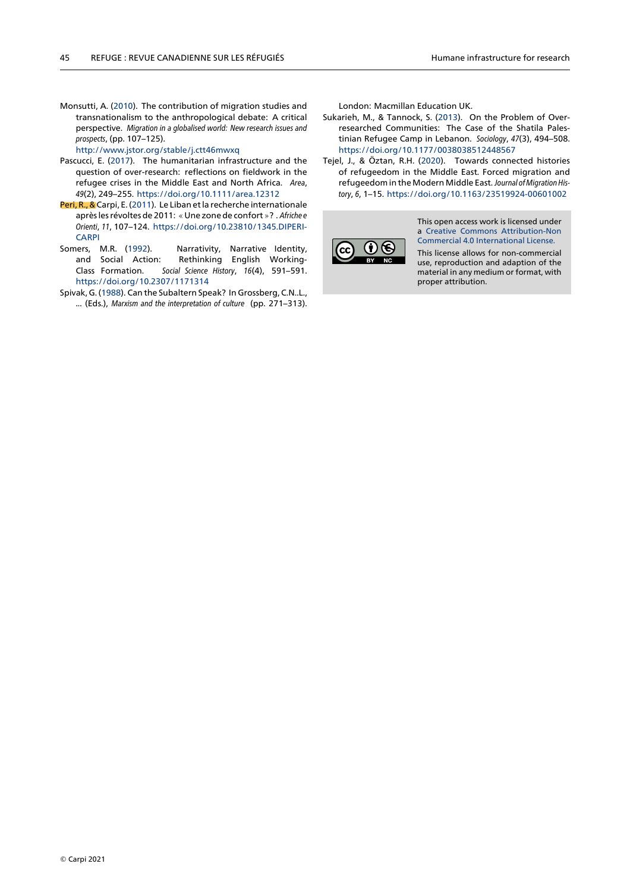Monsutti, A. (2010). The contribution of migration studies and transnationalism to the anthropological debate: A critical perspective. *Migration in a globalised world: New research issues and prospects*, (pp. 107–125). http://www.jstor.org/stable/j.ctt46mwxq

Pascucci, E. (2017). The humanitarian infrastructure and the question of over-research: reflections on fieldwork in the refugee crises in the Middle East and North Africa. *Area*, *49*(2), 249–255. https://doi.org/10.1111/area.12312

Peri, R., & Carpi, E. (2011). Le Liban et la recherche internationale après les révoltes de 2011 : « Une zone de confort » ? . *Afriche e Orienti*, *11*, 107–124. https://doi.org/10.23810/1345.DIPERI-CARPI

Somers, M.R. (1992). Narrativity, Narrative Identity, and Social Action: Rethinking English Working-Class Formation. *Social Science History*, *16*(4), 591–591. https://doi.org/10.2307/1171314

Spivak, G. (1988). Can the Subaltern Speak? In Grossberg, C.N..L., ... (Eds.), *Marxism and the interpretation of culture* (pp. 271–313). London: Macmillan Education UK.

Sukarieh, M., & Tannock, S. (2013). On the Problem of Over-researched Communities: The Case of the Shatila Palestinian Refugee Camp in Lebanon. *Sociology*, *47*(3), 494–508. https://doi.org/10.1177/0038038512448567

Tejel, J., & Öztan, R.H. (2020). Towards connected histories of refugeedom in the Middle East. Forced migration and refugeedom in the Modern Middle East. *Journal of Migration History*, *6*, 1–15. https://doi.org/10.1163/23519924-00601002

This open access work is licensed under a Creative Commons Attribution-Non Commercial 4.0 International License.

This license allows for non-commercial use, reproduction and adaption of the material in any medium or format, with proper attribution.

© Carpi 2021